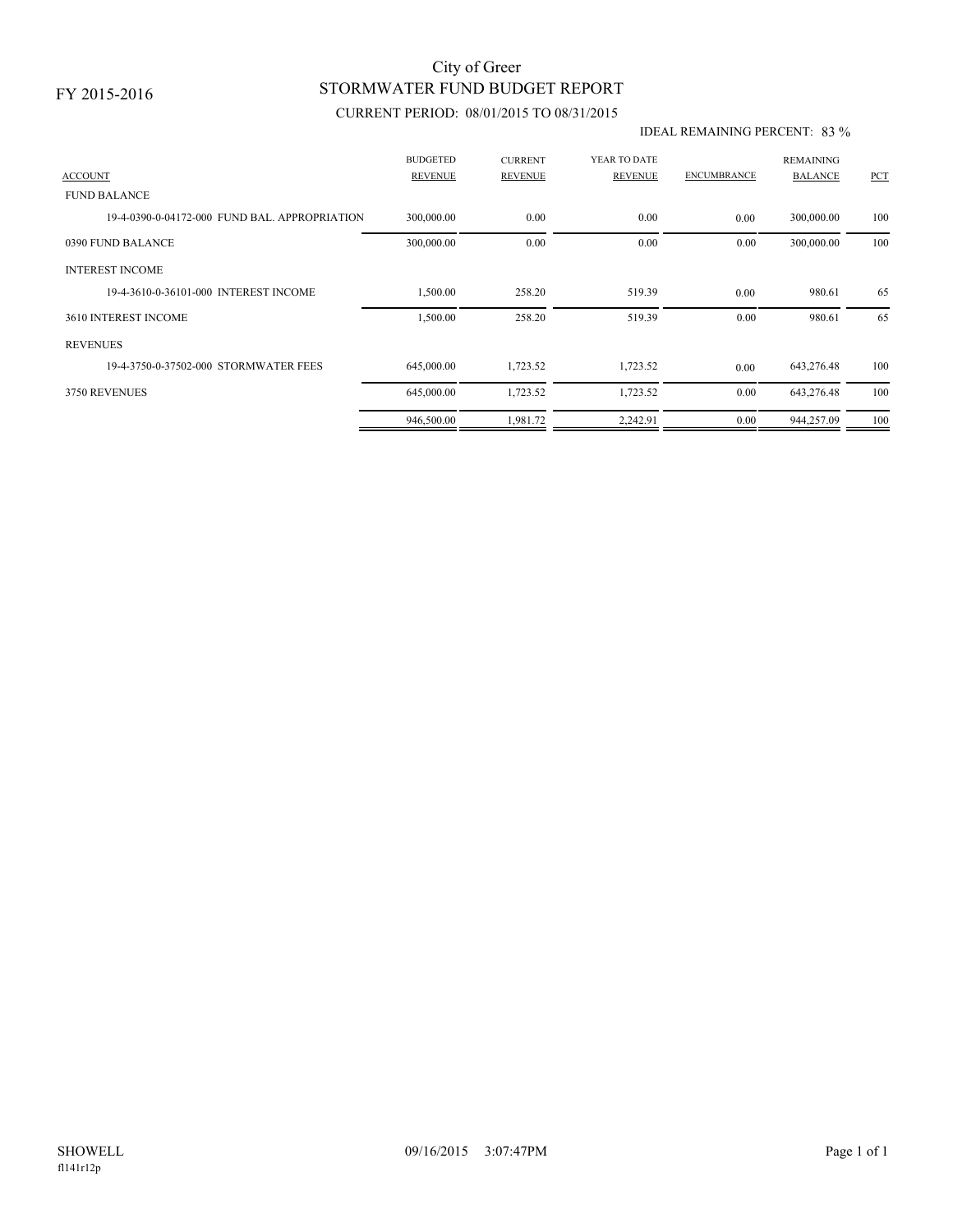FY 2015-2016

# City of Greer
## STORMWATER FUND BUDGET REPORT
### CURRENT PERIOD: 08/01/2015 TO 08/31/2015

IDEAL REMAINING PERCENT: 83 %

| ACCOUNT | BUDGETED REVENUE | CURRENT REVENUE | YEAR TO DATE REVENUE | ENCUMBRANCE | REMAINING BALANCE | PCT |
|---|---|---|---|---|---|---|
| FUND BALANCE | | | | | | |
| 19-4-0390-0-04172-000 FUND BAL. APPROPRIATION | 300,000.00 | 0.00 | 0.00 | 0.00 | 300,000.00 | 100 |
| 0390 FUND BALANCE | 300,000.00 | 0.00 | 0.00 | 0.00 | 300,000.00 | 100 |
| INTEREST INCOME | | | | | | |
| 19-4-3610-0-36101-000 INTEREST INCOME | 1,500.00 | 258.20 | 519.39 | 0.00 | 980.61 | 65 |
| 3610 INTEREST INCOME | 1,500.00 | 258.20 | 519.39 | 0.00 | 980.61 | 65 |
| REVENUES | | | | | | |
| 19-4-3750-0-37502-000 STORMWATER FEES | 645,000.00 | 1,723.52 | 1,723.52 | 0.00 | 643,276.48 | 100 |
| 3750 REVENUES | 645,000.00 | 1,723.52 | 1,723.52 | 0.00 | 643,276.48 | 100 |
| | 946,500.00 | 1,981.72 | 2,242.91 | 0.00 | 944,257.09 | 100 |

SHOWELL
fl141r12p

09/16/2015 3:07:47PM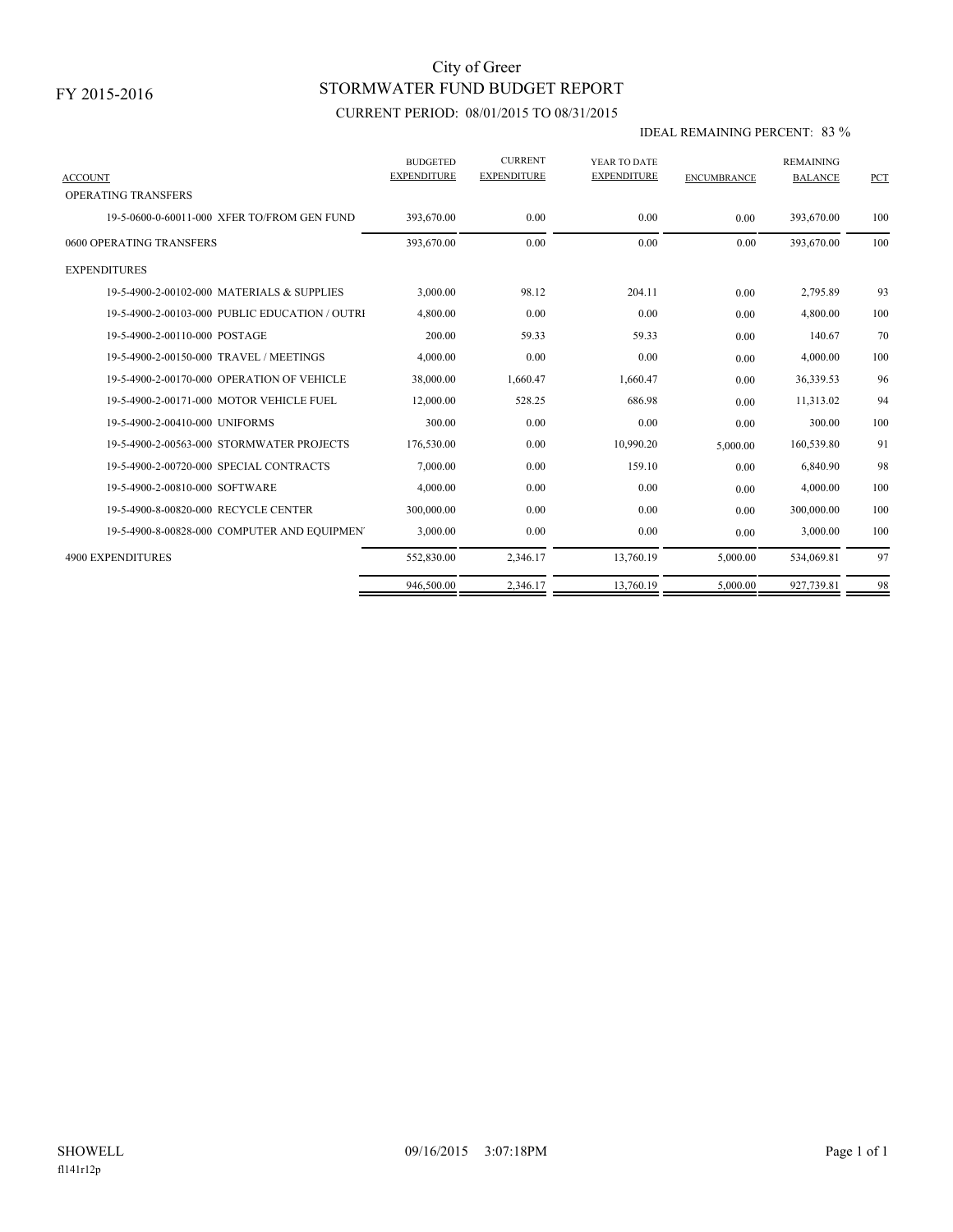FY 2015-2016

# City of Greer
## STORMWATER FUND BUDGET REPORT

CURRENT PERIOD: 08/01/2015 TO 08/31/2015

IDEAL REMAINING PERCENT: 83 %

| ACCOUNT | BUDGETED EXPENDITURE | CURRENT EXPENDITURE | YEAR TO DATE EXPENDITURE | ENCUMBRANCE | REMAINING BALANCE | PCT |
|---|---|---|---|---|---|---|
| OPERATING TRANSFERS | | | | | | |
| 19-5-0600-0-60011-000 XFER TO/FROM GEN FUND | 393,670.00 | 0.00 | 0.00 | 0.00 | 393,670.00 | 100 |
| 0600 OPERATING TRANSFERS | 393,670.00 | 0.00 | 0.00 | 0.00 | 393,670.00 | 100 |
| EXPENDITURES | | | | | | |
| 19-5-4900-2-00102-000 MATERIALS & SUPPLIES | 3,000.00 | 98.12 | 204.11 | 0.00 | 2,795.89 | 93 |
| 19-5-4900-2-00103-000 PUBLIC EDUCATION / OUTRI | 4,800.00 | 0.00 | 0.00 | 0.00 | 4,800.00 | 100 |
| 19-5-4900-2-00110-000 POSTAGE | 200.00 | 59.33 | 59.33 | 0.00 | 140.67 | 70 |
| 19-5-4900-2-00150-000 TRAVEL / MEETINGS | 4,000.00 | 0.00 | 0.00 | 0.00 | 4,000.00 | 100 |
| 19-5-4900-2-00170-000 OPERATION OF VEHICLE | 38,000.00 | 1,660.47 | 1,660.47 | 0.00 | 36,339.53 | 96 |
| 19-5-4900-2-00171-000 MOTOR VEHICLE FUEL | 12,000.00 | 528.25 | 686.98 | 0.00 | 11,313.02 | 94 |
| 19-5-4900-2-00410-000 UNIFORMS | 300.00 | 0.00 | 0.00 | 0.00 | 300.00 | 100 |
| 19-5-4900-2-00563-000 STORMWATER PROJECTS | 176,530.00 | 0.00 | 10,990.20 | 5,000.00 | 160,539.80 | 91 |
| 19-5-4900-2-00720-000 SPECIAL CONTRACTS | 7,000.00 | 0.00 | 159.10 | 0.00 | 6,840.90 | 98 |
| 19-5-4900-2-00810-000 SOFTWARE | 4,000.00 | 0.00 | 0.00 | 0.00 | 4,000.00 | 100 |
| 19-5-4900-8-00820-000 RECYCLE CENTER | 300,000.00 | 0.00 | 0.00 | 0.00 | 300,000.00 | 100 |
| 19-5-4900-8-00828-000 COMPUTER AND EQUIPMEN | 3,000.00 | 0.00 | 0.00 | 0.00 | 3,000.00 | 100 |
| 4900 EXPENDITURES | 552,830.00 | 2,346.17 | 13,760.19 | 5,000.00 | 534,069.81 | 97 |
| | 946,500.00 | 2,346.17 | 13,760.19 | 5,000.00 | 927,739.81 | 98 |

SHOWELL 09/16/2015 3:07:18PM

fl141r12p